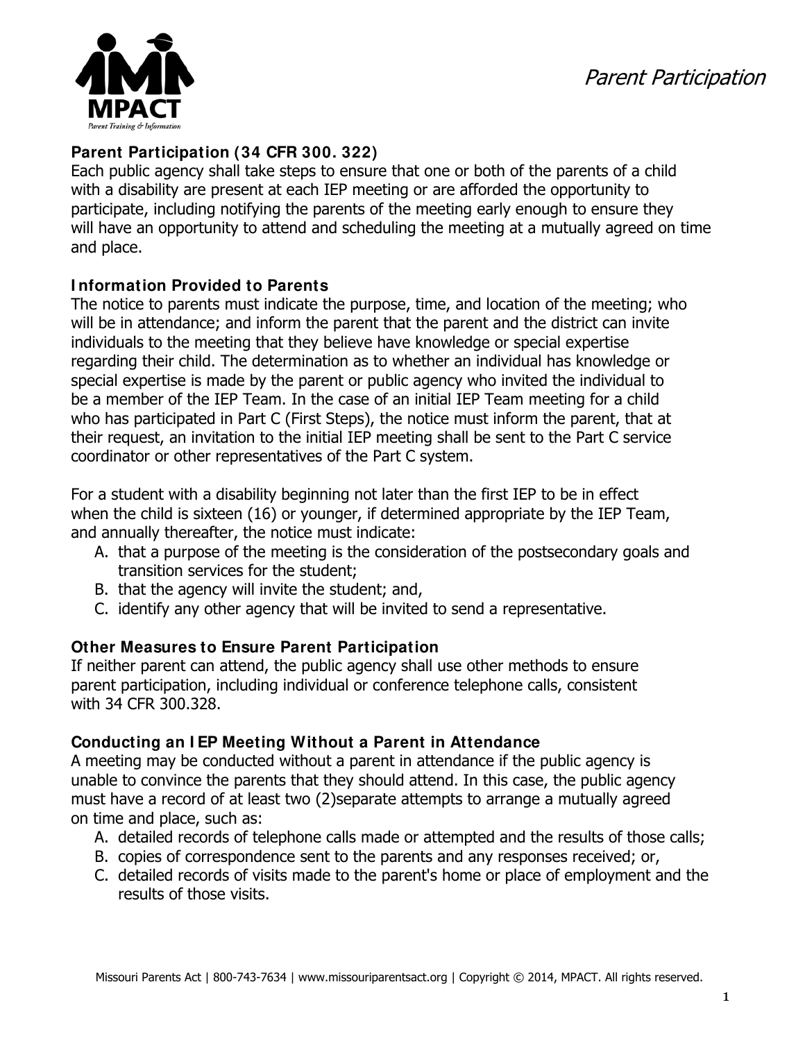# Parent Participation

## Parent Participation (34 CFR 300. 322)

Each public agency shall take steps to ensure that one or both of the parents of a child with a disability are present at each IEP meeting or are afforded the opportunity to participate, including notifying the parents of the meeting early enough to ensure they will have an opportunity to attend and scheduling the meeting at a mutually agreed on time and place.

### Information Provided to Parents

The notice to parents must indicate the purpose, time, and location of the meeting; who will be in attendance; and inform the parent that the parent and the district can invite individuals to the meeting that they believe have knowledge or special expertise regarding their child. The determination as to whether an individual has knowledge or special expertise is made by the parent or public agency who invited the individual to be a member of the IEP Team. In the case of an initial IEP Team meeting for a child who has participated in Part C (First Steps), the notice must inform the parent, that at their request, an invitation to the initial IEP meeting shall be sent to the Part C service coordinator or other representatives of the Part C system.

For a student with a disability beginning not later than the first IEP to be in effect when the child is sixteen (16) or younger, if determined appropriate by the IEP Team, and annually thereafter, the notice must indicate:

A. that a purpose of the meeting is the consideration of the postsecondary goals and transition services for the student;
B. that the agency will invite the student; and,
C. identify any other agency that will be invited to send a representative.

### Other Measures to Ensure Parent Participation

If neither parent can attend, the public agency shall use other methods to ensure parent participation, including individual or conference telephone calls, consistent with 34 CFR 300.328.

### Conducting an IEP Meeting Without a Parent in Attendance

A meeting may be conducted without a parent in attendance if the public agency is unable to convince the parents that they should attend. In this case, the public agency must have a record of at least two (2)separate attempts to arrange a mutually agreed on time and place, such as:

A. detailed records of telephone calls made or attempted and the results of those calls;
B. copies of correspondence sent to the parents and any responses received; or,
C. detailed records of visits made to the parent's home or place of employment and the results of those visits.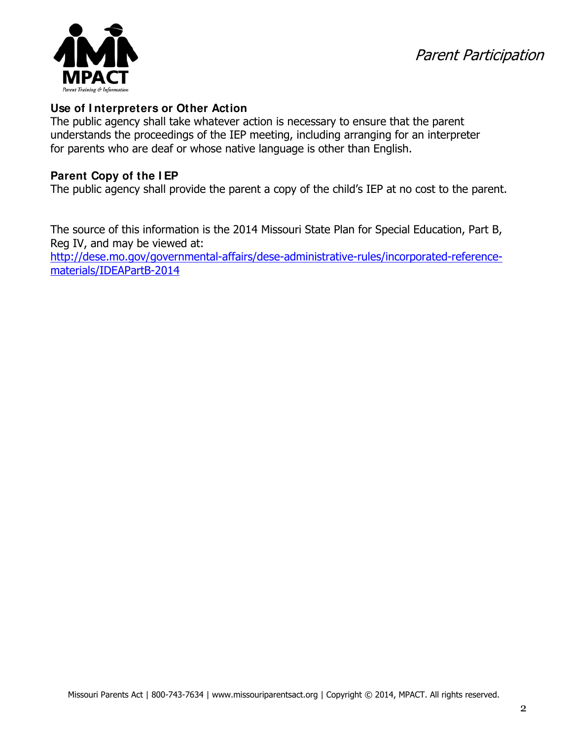### Use of Interpreters or Other Action

The public agency shall take whatever action is necessary to ensure that the parent understands the proceedings of the IEP meeting, including arranging for an interpreter for parents who are deaf or whose native language is other than English.

### Parent Copy of the IEP

The public agency shall provide the parent a copy of the child's IEP at no cost to the parent.

The source of this information is the 2014 Missouri State Plan for Special Education, Part B, Reg IV, and may be viewed at: [http://dese.mo.gov/governmental-affairs/dese-administrative-rules/incorporated-reference-materials/IDEAPartB-2014](http://dese.mo.gov/governmental-affairs/dese-administrative-rules/incorporated-reference-materials/IDEAPartB-2014)